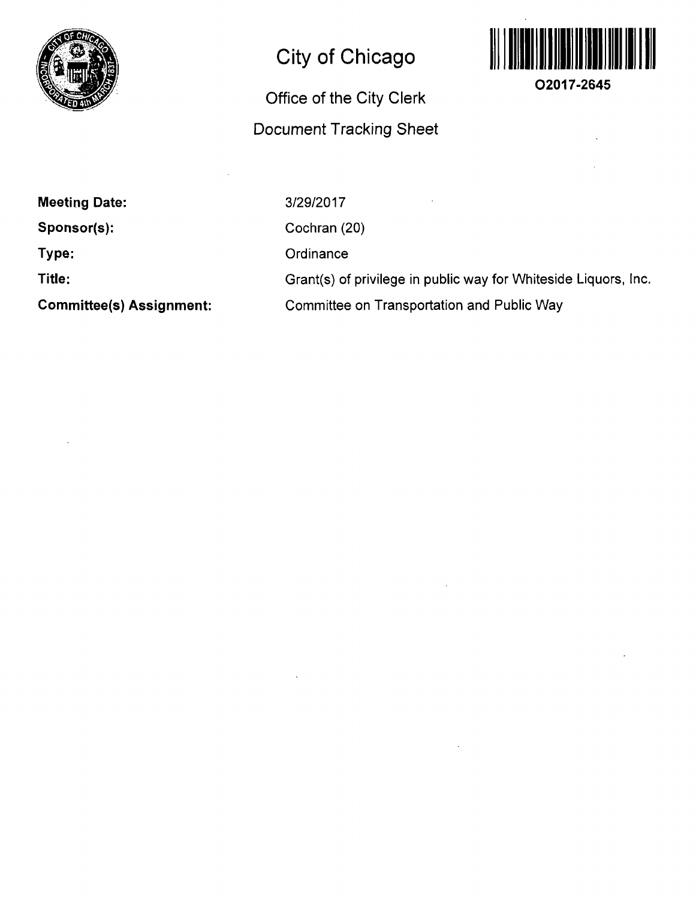# City of Chicago

## Office of the City Clerk

## Document Tracking Sheet

O2017-2645

| | |
|---|---|
| **Meeting Date:** | 3/29/2017 |
| **Sponsor(s):** | Cochran (20) |
| **Type:** | Ordinance |
| **Title:** | Grant(s) of privilege in public way for Whiteside Liquors, Inc. |
| **Committee(s) Assignment:** | Committee on Transportation and Public Way |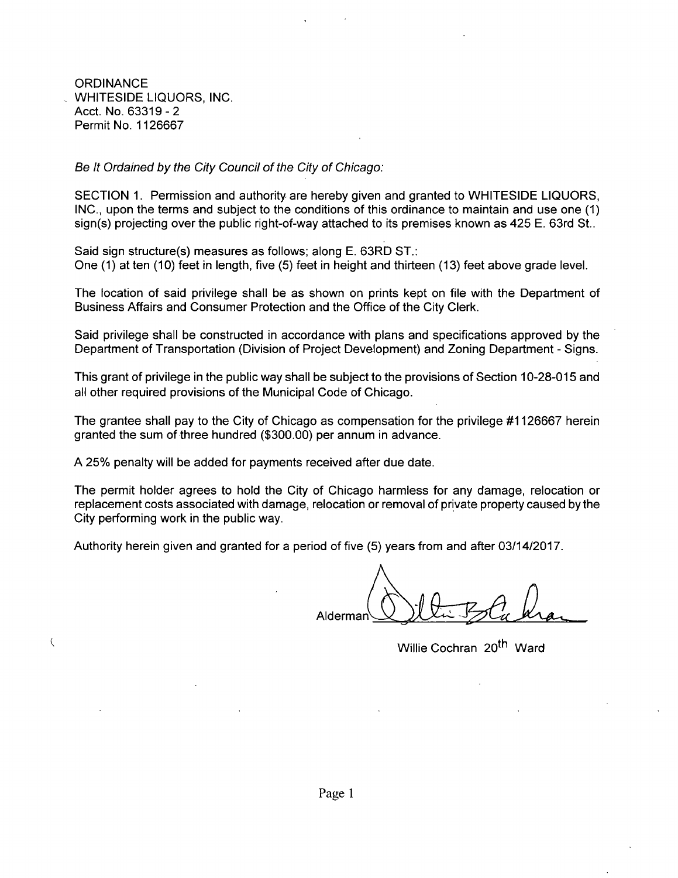ORDINANCE
WHITESIDE LIQUORS, INC.
Acct. No. 63319 - 2
Permit No. 1126667

*Be It Ordained by the City Council of the City of Chicago:*

SECTION 1. Permission and authority are hereby given and granted to WHITESIDE LIQUORS, INC., upon the terms and subject to the conditions of this ordinance to maintain and use one (1) sign(s) projecting over the public right-of-way attached to its premises known as 425 E. 63rd St..

Said sign structure(s) measures as follows; along E. 63RD ST.:
One (1) at ten (10) feet in length, five (5) feet in height and thirteen (13) feet above grade level.

The location of said privilege shall be as shown on prints kept on file with the Department of Business Affairs and Consumer Protection and the Office of the City Clerk.

Said privilege shall be constructed in accordance with plans and specifications approved by the Department of Transportation (Division of Project Development) and Zoning Department - Signs.

This grant of privilege in the public way shall be subject to the provisions of Section 10-28-015 and all other required provisions of the Municipal Code of Chicago.

The grantee shall pay to the City of Chicago as compensation for the privilege #1126667 herein granted the sum of three hundred ($300.00) per annum in advance.

A 25% penalty will be added for payments received after due date.

The permit holder agrees to hold the City of Chicago harmless for any damage, relocation or replacement costs associated with damage, relocation or removal of private property caused by the City performing work in the public way.

Authority herein given and granted for a period of five (5) years from and after 03/14/2017.

Alderman

Willie Cochran 20th Ward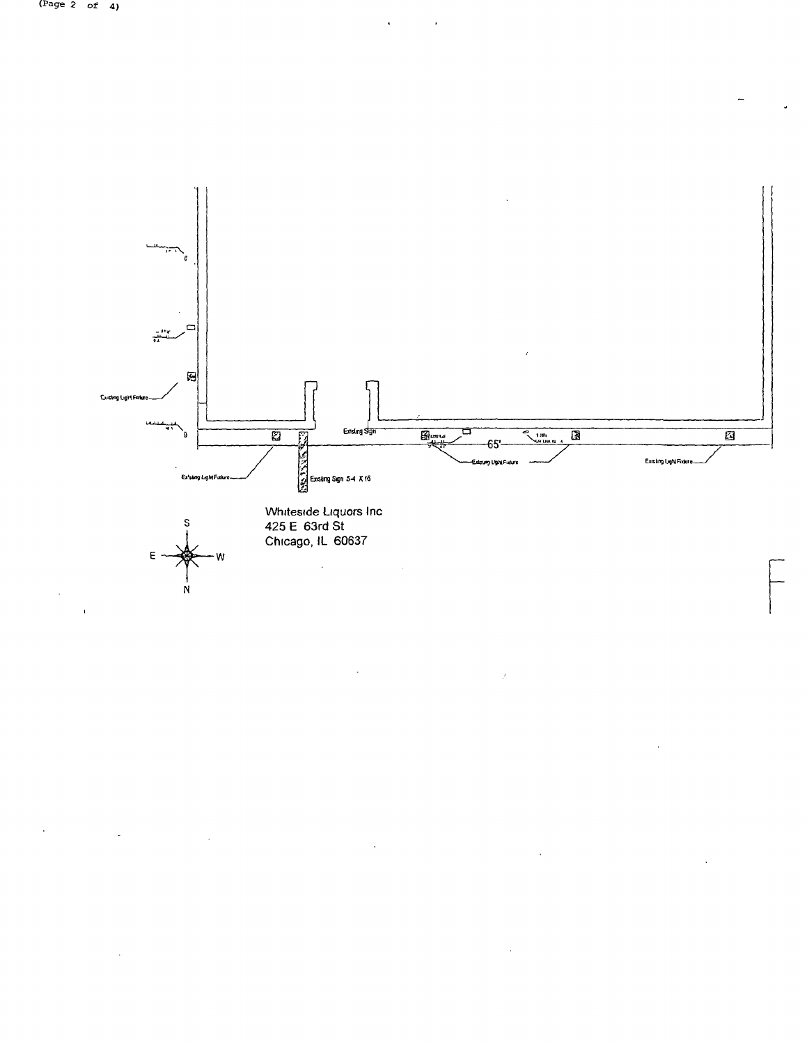Existing Light Fixture

Existing Sign

65'

Existing Light Fixture

Existing Light Fixture

Existing Light Fixture

Existing Sign 5-4 X 16

Whiteside Liquors Inc
425 E 63rd St
Chicago, IL 60637

S

E W

N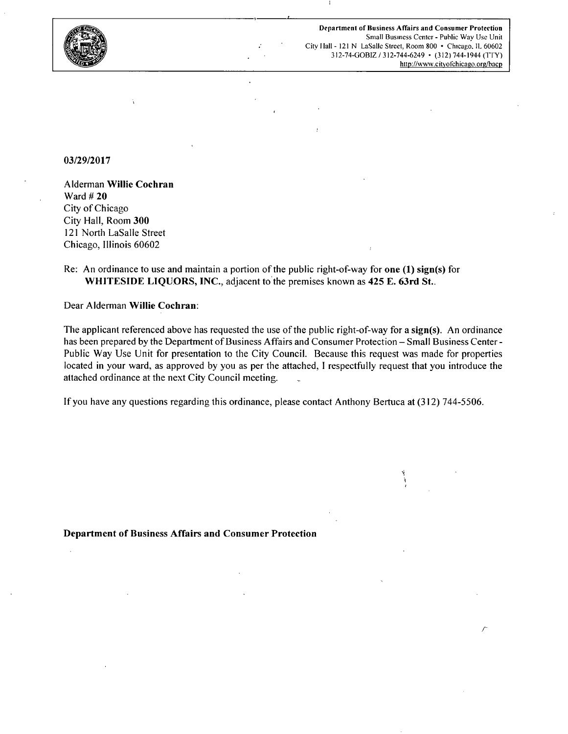**Department of Business Affairs and Consumer Protection**
Small Business Center - Public Way Use Unit
City Hall - 121 N LaSalle Street, Room 800 • Chicago, IL 60602
312-74-GOBIZ / 312-744-6249 • (312) 744-1944 (TTY)
http://www.cityofchicago.org/bacp

**03/29/2017**

Alderman **Willie Cochran**
Ward # **20**
City of Chicago
City Hall, Room **300**
121 North LaSalle Street
Chicago, Illinois 60602

Re: An ordinance to use and maintain a portion of the public right-of-way for **one (1) sign(s)** for **WHITESIDE LIQUORS, INC.**, adjacent to the premises known as **425 E. 63rd St.**.

Dear Alderman **Willie Cochran**:

The applicant referenced above has requested the use of the public right-of-way for a **sign(s)**. An ordinance has been prepared by the Department of Business Affairs and Consumer Protection – Small Business Center - Public Way Use Unit for presentation to the City Council. Because this request was made for properties located in your ward, as approved by you as per the attached, I respectfully request that you introduce the attached ordinance at the next City Council meeting.

If you have any questions regarding this ordinance, please contact Anthony Bertuca at (312) 744-5506.

**Department of Business Affairs and Consumer Protection**